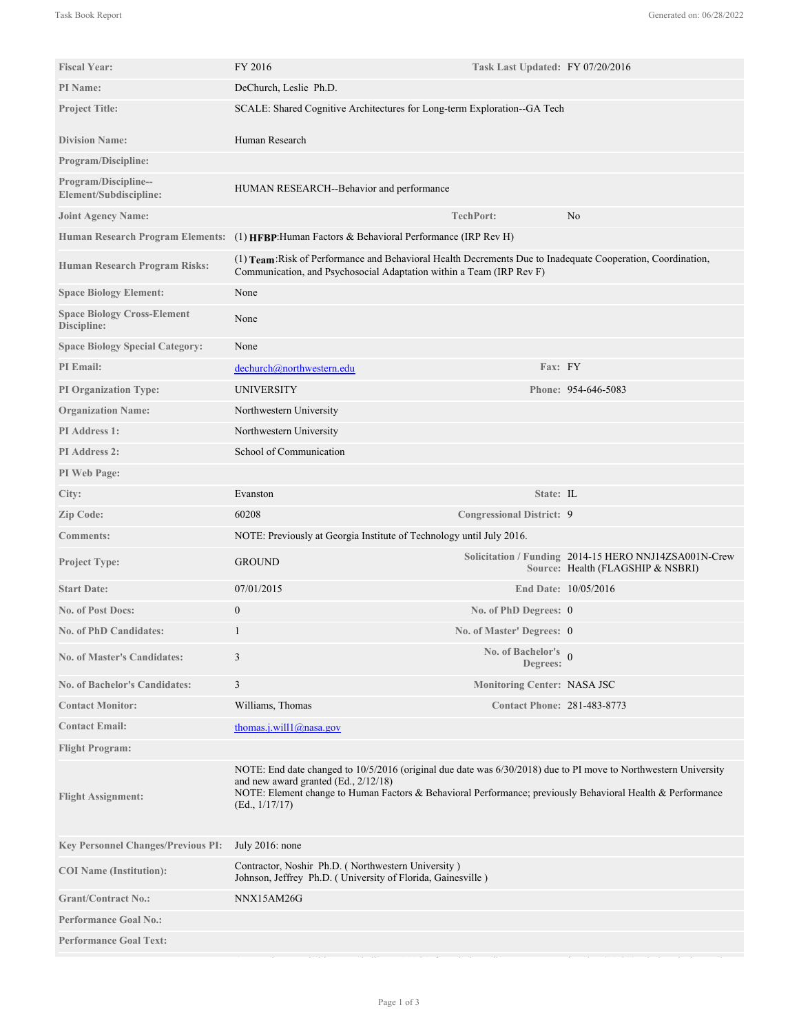| | | | |
|---|---|---|---|
| **Fiscal Year:** | FY 2016 | **Task Last Updated:** | FY 07/20/2016 |
| **PI Name:** | DeChurch, Leslie Ph.D. | | |
| **Project Title:** | SCALE: Shared Cognitive Architectures for Long-term Exploration--GA Tech | | |
| **Division Name:** | Human Research | | |
| **Program/Discipline:** | | | |
| **Program/Discipline--Element/Subdiscipline:** | HUMAN RESEARCH--Behavior and performance | | |
| **Joint Agency Name:** | | **TechPort:** | No |
| **Human Research Program Elements:** | (1) **HFBP**:Human Factors & Behavioral Performance (IRP Rev H) | | |
| **Human Research Program Risks:** | (1) **Team**:Risk of Performance and Behavioral Health Decrements Due to Inadequate Cooperation, Coordination, Communication, and Psychosocial Adaptation within a Team (IRP Rev F) | | |
| **Space Biology Element:** | None | | |
| **Space Biology Cross-Element Discipline:** | None | | |
| **Space Biology Special Category:** | None | | |
| **PI Email:** | dechurch@northwestern.edu | **Fax:** | FY |
| **PI Organization Type:** | UNIVERSITY | **Phone:** | 954-646-5083 |
| **Organization Name:** | Northwestern University | | |
| **PI Address 1:** | Northwestern University | | |
| **PI Address 2:** | School of Communication | | |
| **PI Web Page:** | | | |
| **City:** | Evanston | **State:** | IL |
| **Zip Code:** | 60208 | **Congressional District:** | 9 |
| **Comments:** | NOTE: Previously at Georgia Institute of Technology until July 2016. | | |
| **Project Type:** | GROUND | **Solicitation / Funding Source:** | 2014-15 HERO NNJ14ZSA001N-Crew Health (FLAGSHIP & NSBRI) |
| **Start Date:** | 07/01/2015 | **End Date:** | 10/05/2016 |
| **No. of Post Docs:** | 0 | **No. of PhD Degrees:** | 0 |
| **No. of PhD Candidates:** | 1 | **No. of Master' Degrees:** | 0 |
| **No. of Master's Candidates:** | 3 | **No. of Bachelor's Degrees:** | 0 |
| **No. of Bachelor's Candidates:** | 3 | **Monitoring Center:** | NASA JSC |
| **Contact Monitor:** | Williams, Thomas | **Contact Phone:** | 281-483-8773 |
| **Contact Email:** | thomas.j.will1@nasa.gov | | |
| **Flight Program:** | | | |
| **Flight Assignment:** | NOTE: End date changed to 10/5/2016 (original due date was 6/30/2018) due to PI move to Northwestern University and new award granted (Ed., 2/12/18)<br>NOTE: Element change to Human Factors & Behavioral Performance; previously Behavioral Health & Performance (Ed., 1/17/17) | | |
| **Key Personnel Changes/Previous PI:** | July 2016: none | | |
| **COI Name (Institution):** | Contractor, Noshir Ph.D. ( Northwestern University )<br>Johnson, Jeffrey Ph.D. ( University of Florida, Gainesville ) | | |
| **Grant/Contract No.:** | NNX15AM26G | | |
| **Performance Goal No.:** | | | |
| **Performance Goal Text:** | | | |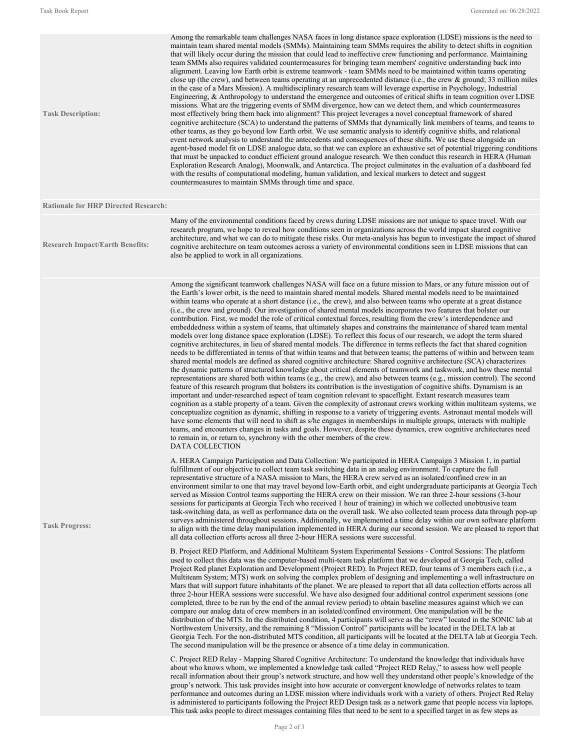| | |
|---|---|
| **Task Description:** | Among the remarkable team challenges NASA faces in long distance space exploration (LDSE) missions is the need to maintain team shared mental models (SMMs). Maintaining team SMMs requires the ability to detect shifts in cognition that will likely occur during the mission that could lead to ineffective crew functioning and performance. Maintaining team SMMs also requires validated countermeasures for bringing team members' cognitive understanding back into alignment. Leaving low Earth orbit is extreme teamwork - team SMMs need to be maintained within teams operating close up (the crew), and between teams operating at an unprecedented distance (i.e., the crew & ground; 33 million miles in the case of a Mars Mission). A multidisciplinary research team will leverage expertise in Psychology, Industrial Engineering, & Anthropology to understand the emergence and outcomes of critical shifts in team cognition over LDSE missions. What are the triggering events of SMM divergence, how can we detect them, and which countermeasures most effectively bring them back into alignment? This project leverages a novel conceptual framework of shared cognitive architecture (SCA) to understand the patterns of SMMs that dynamically link members of teams, and teams to other teams, as they go beyond low Earth orbit. We use semantic analysis to identify cognitive shifts, and relational event network analysis to understand the antecedents and consequences of these shifts. We use these alongside an agent-based model fit on LDSE analogue data, so that we can explore an exhaustive set of potential triggering conditions that must be unpacked to conduct efficient ground analogue research. We then conduct this research in HERA (Human Exploration Research Analog), Moonwalk, and Antarctica. The project culminates in the evaluation of a dashboard fed with the results of computational modeling, human validation, and lexical markers to detect and suggest countermeasures to maintain SMMs through time and space. |
| **Rationale for HRP Directed Research:** | |
| **Research Impact/Earth Benefits:** | Many of the environmental conditions faced by crews during LDSE missions are not unique to space travel. With our research program, we hope to reveal how conditions seen in organizations across the world impact shared cognitive architecture, and what we can do to mitigate these risks. Our meta-analysis has begun to investigate the impact of shared cognitive architecture on team outcomes across a variety of environmental conditions seen in LDSE missions that can also be applied to work in all organizations. |
| **Task Progress:** | Among the significant teamwork challenges NASA will face on a future mission to Mars, or any future mission out of the Earth's lower orbit, is the need to maintain shared mental models. Shared mental models need to be maintained within teams who operate at a short distance (i.e., the crew), and also between teams who operate at a great distance (i.e., the crew and ground). Our investigation of shared mental models incorporates two features that bolster our contribution. First, we model the role of critical contextual forces, resulting from the crew's interdependence and embeddedness within a system of teams, that ultimately shapes and constrains the maintenance of shared team mental models over long distance space exploration (LDSE). To reflect this focus of our research, we adopt the term shared cognitive architectures, in lieu of shared mental models. The difference in terms reflects the fact that shared cognition needs to be differentiated in terms of that within teams and that between teams; the patterns of within and between team shared mental models are defined as shared cognitive architecture: Shared cognitive architecture (SCA) characterizes the dynamic patterns of structured knowledge about critical elements of teamwork and taskwork, and how these mental representations are shared both within teams (e.g., the crew), and also between teams (e.g., mission control). The second feature of this research program that bolsters its contribution is the investigation of cognitive shifts. Dynamism is an important and under-researched aspect of team cognition relevant to spaceflight. Extant research measures team cognition as a stable property of a team. Given the complexity of astronaut crews working within multiteam systems, we conceptualize cognition as dynamic, shifting in response to a variety of triggering events. Astronaut mental models will have some elements that will need to shift as s/he engages in memberships in multiple groups, interacts with multiple teams, and encounters changes in tasks and goals. However, despite these dynamics, crew cognitive architectures need to remain in, or return to, synchrony with the other members of the crew.<br>DATA COLLECTION<br><br>A. HERA Campaign Participation and Data Collection: We participated in HERA Campaign 3 Mission 1, in partial fulfillment of our objective to collect team task switching data in an analog environment. To capture the full representative structure of a NASA mission to Mars, the HERA crew served as an isolated/confined crew in an environment similar to one that may travel beyond low-Earth orbit, and eight undergraduate participants at Georgia Tech served as Mission Control teams supporting the HERA crew on their mission. We ran three 2-hour sessions (3-hour sessions for participants at Georgia Tech who received 1 hour of training) in which we collected unobtrusive team task-switching data, as well as performance data on the overall task. We also collected team process data through pop-up surveys administered throughout sessions. Additionally, we implemented a time delay within our own software platform to align with the time delay manipulation implemented in HERA during our second session. We are pleased to report that all data collection efforts across all three 2-hour HERA sessions were successful.<br><br>B. Project RED Platform, and Additional Multiteam System Experimental Sessions - Control Sessions: The platform used to collect this data was the computer-based multi-team task platform that we developed at Georgia Tech, called Project Red planet Exploration and Development (Project RED). In Project RED, four teams of 3 members each (i.e., a Multiteam System; MTS) work on solving the complex problem of designing and implementing a well infrastructure on Mars that will support future inhabitants of the planet. We are pleased to report that all data collection efforts across all three 2-hour HERA sessions were successful. We have also designed four additional control experiment sessions (one completed, three to be run by the end of the annual review period) to obtain baseline measures against which we can compare our analog data of crew members in an isolated/confined environment. One manipulation will be the distribution of the MTS. In the distributed condition, 4 participants will serve as the "crew" located in the SONIC lab at Northwestern University, and the remaining 8 "Mission Control" participants will be located in the DELTA lab at Georgia Tech. For the non-distributed MTS condition, all participants will be located at the DELTA lab at Georgia Tech. The second manipulation will be the presence or absence of a time delay in communication.<br><br>C. Project RED Relay - Mapping Shared Cognitive Architecture: To understand the knowledge that individuals have about who knows whom, we implemented a knowledge task called "Project RED Relay," to assess how well people recall information about their group's network structure, and how well they understand other people's knowledge of the group's network. This task provides insight into how accurate or convergent knowledge of networks relates to team performance and outcomes during an LDSE mission where individuals work with a variety of others. Project Red Relay is administered to participants following the Project RED Design task as a network game that people access via laptops. This task asks people to direct messages containing files that need to be sent to a specified target in as few steps as |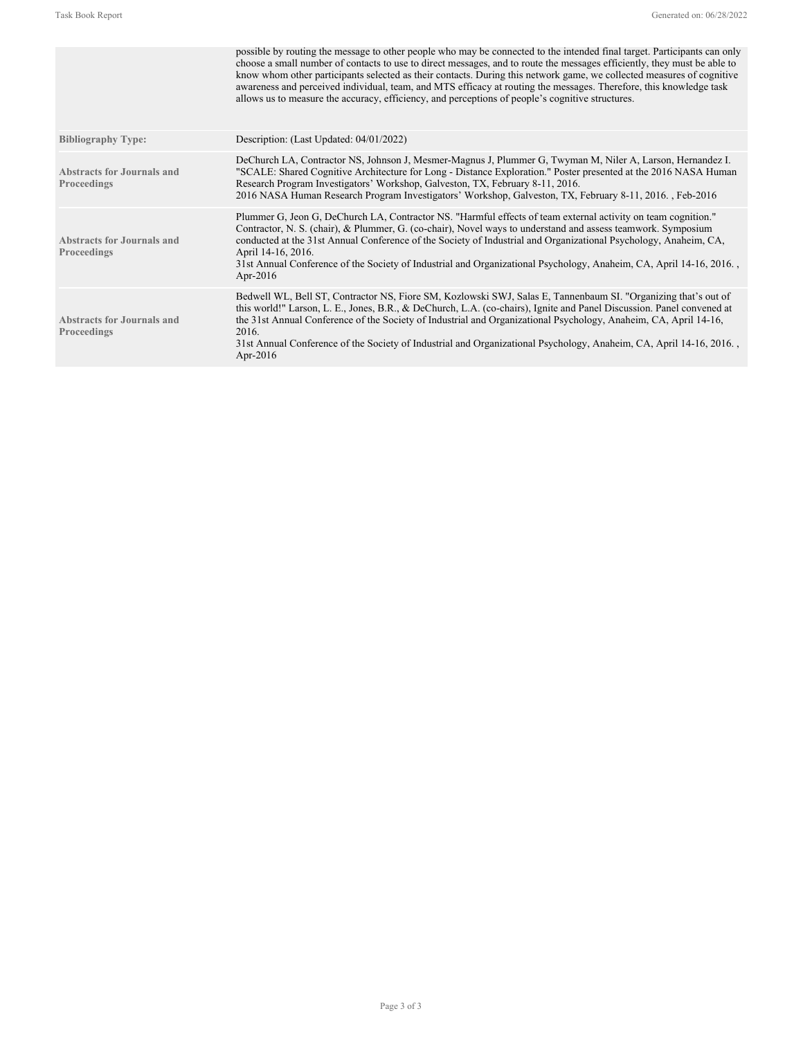| | |
|---|---|
| | possible by routing the message to other people who may be connected to the intended final target. Participants can only choose a small number of contacts to use to direct messages, and to route the messages efficiently, they must be able to know whom other participants selected as their contacts. During this network game, we collected measures of cognitive awareness and perceived individual, team, and MTS efficacy at routing the messages. Therefore, this knowledge task allows us to measure the accuracy, efficiency, and perceptions of people's cognitive structures. |
| **Bibliography Type:** | Description: (Last Updated: 04/01/2022) |
| **Abstracts for Journals and Proceedings** | DeChurch LA, Contractor NS, Johnson J, Mesmer-Magnus J, Plummer G, Twyman M, Niler A, Larson, Hernandez I. "SCALE: Shared Cognitive Architecture for Long - Distance Exploration." Poster presented at the 2016 NASA Human Research Program Investigators' Workshop, Galveston, TX, February 8-11, 2016.<br>2016 NASA Human Research Program Investigators' Workshop, Galveston, TX, February 8-11, 2016. , Feb-2016 |
| **Abstracts for Journals and Proceedings** | Plummer G, Jeon G, DeChurch LA, Contractor NS. "Harmful effects of team external activity on team cognition." Contractor, N. S. (chair), & Plummer, G. (co-chair), Novel ways to understand and assess teamwork. Symposium conducted at the 31st Annual Conference of the Society of Industrial and Organizational Psychology, Anaheim, CA, April 14-16, 2016.<br>31st Annual Conference of the Society of Industrial and Organizational Psychology, Anaheim, CA, April 14-16, 2016. , Apr-2016 |
| **Abstracts for Journals and Proceedings** | Bedwell WL, Bell ST, Contractor NS, Fiore SM, Kozlowski SWJ, Salas E, Tannenbaum SI. "Organizing that's out of this world!" Larson, L. E., Jones, B.R., & DeChurch, L.A. (co-chairs), Ignite and Panel Discussion. Panel convened at the 31st Annual Conference of the Society of Industrial and Organizational Psychology, Anaheim, CA, April 14-16, 2016.<br>31st Annual Conference of the Society of Industrial and Organizational Psychology, Anaheim, CA, April 14-16, 2016. , Apr-2016 |